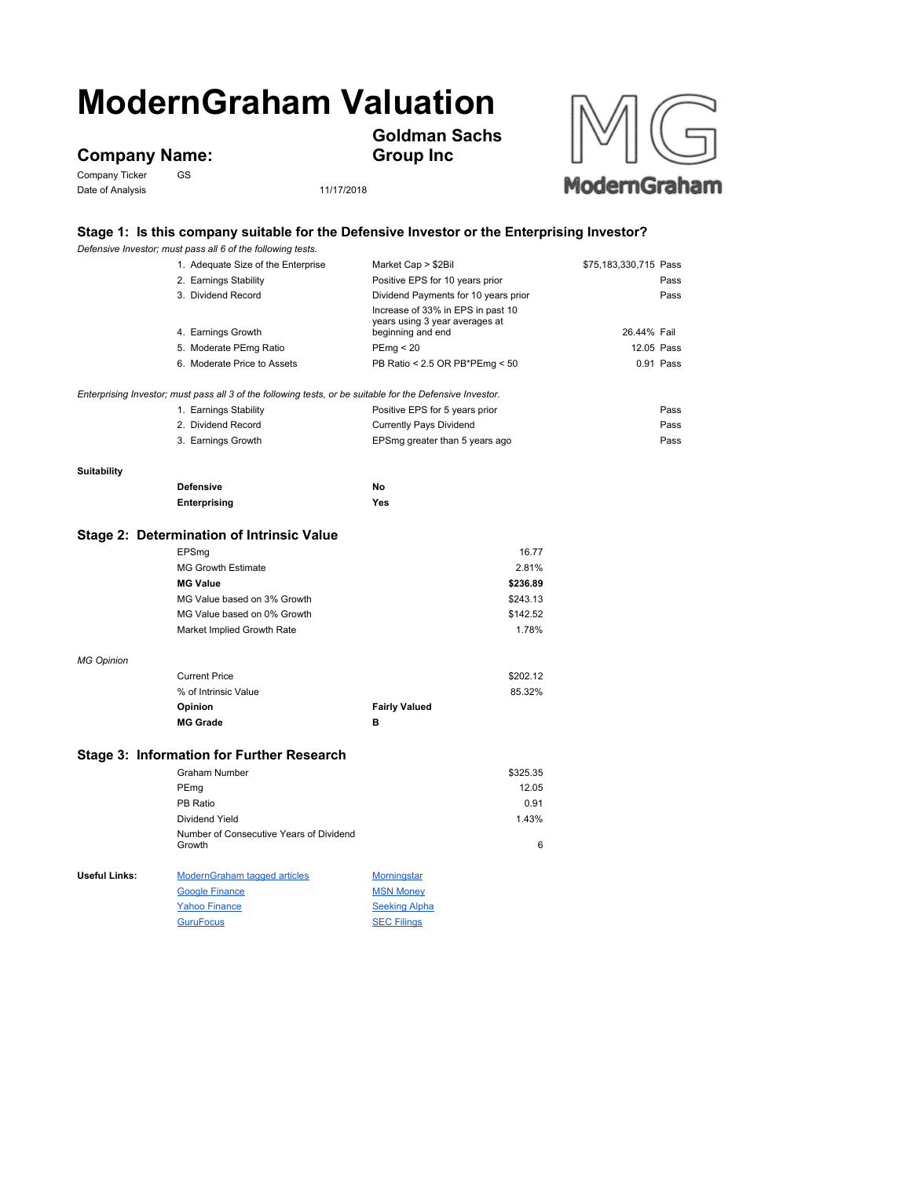# ModernGraham Valuation

## Company Name: Goldman Sachs Group Inc

Company Ticker GS

Date of Analysis 11/17/2018

### Stage 1: Is this company suitable for the Defensive Investor or the Enterprising Investor?

*Defensive Investor; must pass all 6 of the following tests.*

| Test | Criteria | Value | Result |
|---|---|---|---|
| 1. Adequate Size of the Enterprise | Market Cap > $2Bil | $75,183,330,715 | Pass |
| 2. Earnings Stability | Positive EPS for 10 years prior | | Pass |
| 3. Dividend Record | Dividend Payments for 10 years prior | | Pass |
| 4. Earnings Growth | Increase of 33% in EPS in past 10 years using 3 year averages at beginning and end | 26.44% | Fail |
| 5. Moderate PEmg Ratio | PEmg < 20 | 12.05 | Pass |
| 6. Moderate Price to Assets | PB Ratio < 2.5 OR PB*PEmg < 50 | 0.91 | Pass |

*Enterprising Investor; must pass all 3 of the following tests, or be suitable for the Defensive Investor.*

| Test | Criteria | Result |
|---|---|---|
| 1. Earnings Stability | Positive EPS for 5 years prior | Pass |
| 2. Dividend Record | Currently Pays Dividend | Pass |
| 3. Earnings Growth | EPSmg greater than 5 years ago | Pass |

**Suitability**

| | |
|---|---|
| **Defensive** | **No** |
| **Enterprising** | **Yes** |

### Stage 2: Determination of Intrinsic Value

| | |
|---|---|
| EPSmg | 16.77 |
| MG Growth Estimate | 2.81% |
| **MG Value** | **$236.89** |
| MG Value based on 3% Growth | $243.13 |
| MG Value based on 0% Growth | $142.52 |
| Market Implied Growth Rate | 1.78% |

*MG Opinion*

| | | |
|---|---|---|
| Current Price | | $202.12 |
| % of Intrinsic Value | | 85.32% |
| **Opinion** | **Fairly Valued** | |
| **MG Grade** | **B** | |

### Stage 3: Information for Further Research

| | |
|---|---|
| Graham Number | $325.35 |
| PEmg | 12.05 |
| PB Ratio | 0.91 |
| Dividend Yield | 1.43% |
| Number of Consecutive Years of Dividend Growth | 6 |

**Useful Links:**

| | |
|---|---|
| ModernGraham tagged articles | Morningstar |
| Google Finance | MSN Money |
| Yahoo Finance | Seeking Alpha |
| GuruFocus | SEC Filings |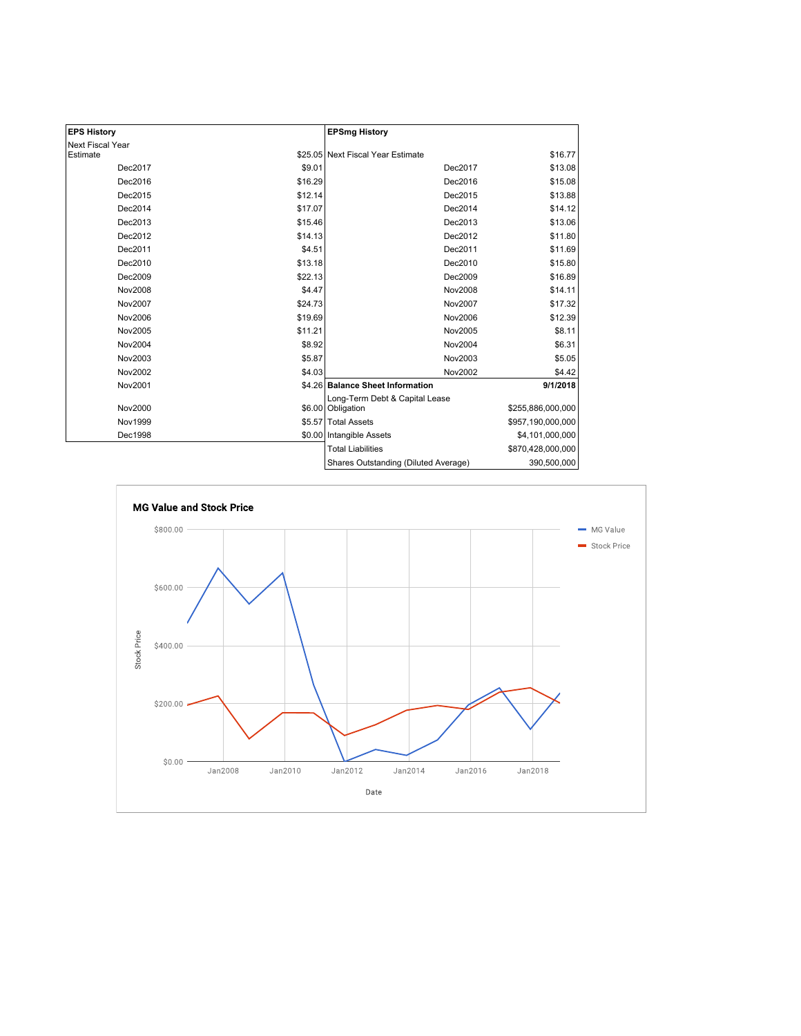| EPS History | |
|---|---|
| Next Fiscal Year Estimate | $25.05 |
| Dec2017 | $9.01 |
| Dec2016 | $16.29 |
| Dec2015 | $12.14 |
| Dec2014 | $17.07 |
| Dec2013 | $15.46 |
| Dec2012 | $14.13 |
| Dec2011 | $4.51 |
| Dec2010 | $13.18 |
| Dec2009 | $22.13 |
| Nov2008 | $4.47 |
| Nov2007 | $24.73 |
| Nov2006 | $19.69 |
| Nov2005 | $11.21 |
| Nov2004 | $8.92 |
| Nov2003 | $5.87 |
| Nov2002 | $4.03 |
| Nov2001 | $4.26 |
| Nov2000 | $6.00 |
| Nov1999 | $5.57 |
| Dec1998 | $0.00 |

| EPSmg History | |
|---|---|
| Next Fiscal Year Estimate | $16.77 |
| Dec2017 | $13.08 |
| Dec2016 | $15.08 |
| Dec2015 | $13.88 |
| Dec2014 | $14.12 |
| Dec2013 | $13.06 |
| Dec2012 | $11.80 |
| Dec2011 | $11.69 |
| Dec2010 | $15.80 |
| Dec2009 | $16.89 |
| Nov2008 | $14.11 |
| Nov2007 | $17.32 |
| Nov2006 | $12.39 |
| Nov2005 | $8.11 |
| Nov2004 | $6.31 |
| Nov2003 | $5.05 |
| Nov2002 | $4.42 |

| Balance Sheet Information | 9/1/2018 |
|---|---|
| Long-Term Debt & Capital Lease Obligation | $255,886,000,000 |
| Total Assets | $957,190,000,000 |
| Intangible Assets | $4,101,000,000 |
| Total Liabilities | $870,428,000,000 |
| Shares Outstanding (Diluted Average) | 390,500,000 |

## MG Value and Stock Price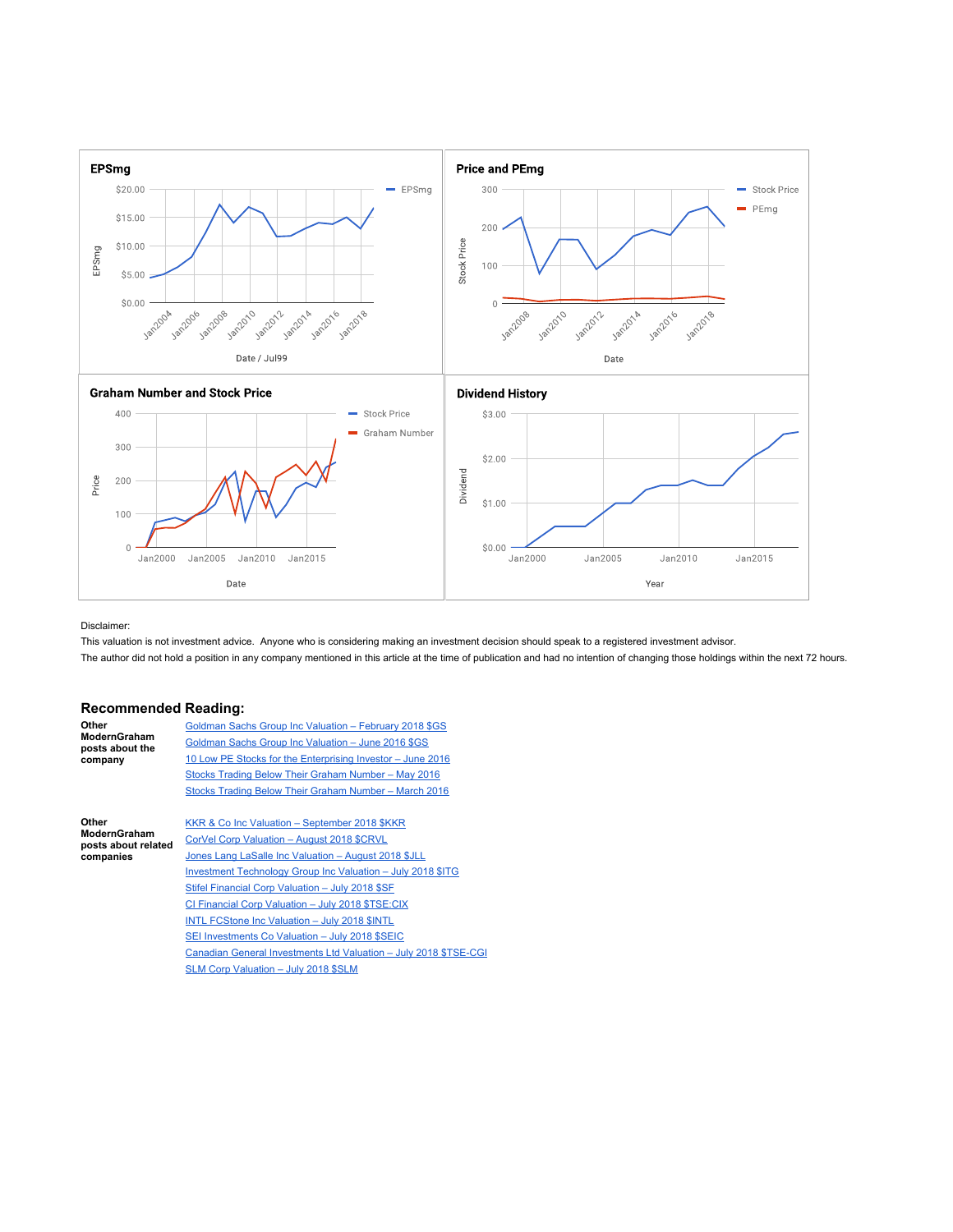EPSmg

$20.00
$15.00
$10.00
$5.00
$0.00

EPSmg

Jan2004 Jan2006 Jan2008 Jan2010 Jan2012 Jan2014 Jan2016 Jan2018

Date / Jul99

Price and PEmg

300
200
100
0

Stock Price

Stock Price
PEmg

Jan2008 Jan2010 Jan2012 Jan2014 Jan2016 Jan2018

Date

Graham Number and Stock Price

400
300
200
100
0

Price

Stock Price
Graham Number

Jan2000 Jan2005 Jan2010 Jan2015

Date

Dividend History

$3.00
$2.00
$1.00
$0.00

Dividend

Jan2000 Jan2005 Jan2010 Jan2015

Year

Disclaimer:

This valuation is not investment advice. Anyone who is considering making an investment decision should speak to a registered investment advisor.

The author did not hold a position in any company mentioned in this article at the time of publication and had no intention of changing those holdings within the next 72 hours.

## Recommended Reading:

**Other ModernGraham posts about the company**

- Goldman Sachs Group Inc Valuation – February 2018 $GS
- Goldman Sachs Group Inc Valuation – June 2016 $GS
- 10 Low PE Stocks for the Enterprising Investor – June 2016
- Stocks Trading Below Their Graham Number – May 2016
- Stocks Trading Below Their Graham Number – March 2016

**Other ModernGraham posts about related companies**

- KKR & Co Inc Valuation – September 2018 $KKR
- CorVel Corp Valuation – August 2018 $CRVL
- Jones Lang LaSalle Inc Valuation – August 2018 $JLL
- Investment Technology Group Inc Valuation – July 2018 $ITG
- Stifel Financial Corp Valuation – July 2018 $SF
- CI Financial Corp Valuation – July 2018 $TSE:CIX
- INTL FCStone Inc Valuation – July 2018 $INTL
- SEI Investments Co Valuation – July 2018 $SEIC
- Canadian General Investments Ltd Valuation – July 2018 $TSE-CGI
- SLM Corp Valuation – July 2018 $SLM